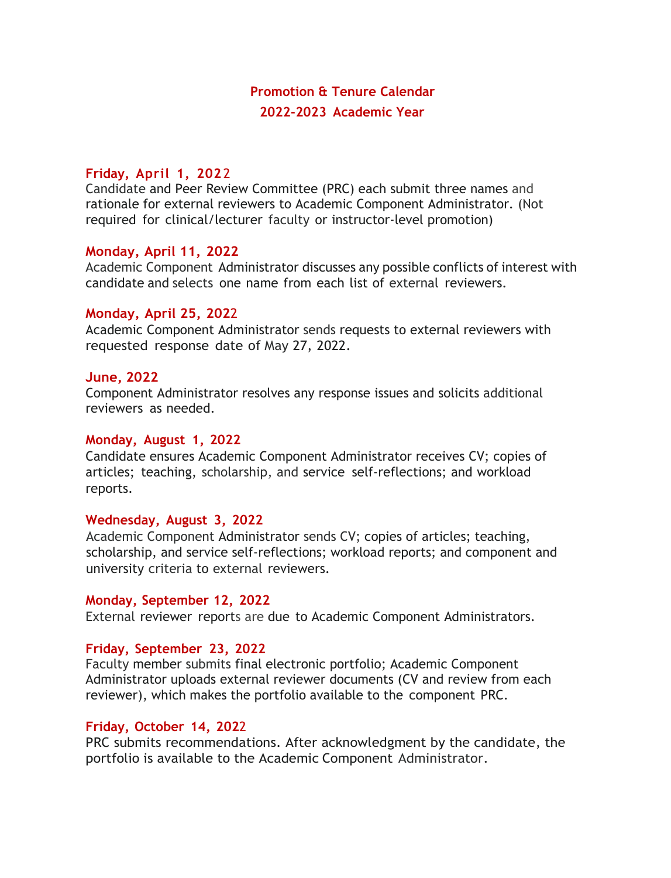# Promotion & Tenure Calendar
## 2022-2023 Academic Year

**Friday, April 1, 2022**
Candidate and Peer Review Committee (PRC) each submit three names and rationale for external reviewers to Academic Component Administrator. (Not required for clinical/lecturer faculty or instructor-level promotion)

**Monday, April 11, 2022**
Academic Component Administrator discusses any possible conflicts of interest with candidate and selects one name from each list of external reviewers.

**Monday, April 25, 2022**
Academic Component Administrator sends requests to external reviewers with requested response date of May 27, 2022.

**June, 2022**
Component Administrator resolves any response issues and solicits additional reviewers as needed.

**Monday, August 1, 2022**
Candidate ensures Academic Component Administrator receives CV; copies of articles; teaching, scholarship, and service self-reflections; and workload reports.

**Wednesday, August 3, 2022**
Academic Component Administrator sends CV; copies of articles; teaching, scholarship, and service self-reflections; workload reports; and component and university criteria to external reviewers.

**Monday, September 12, 2022**
External reviewer reports are due to Academic Component Administrators.

**Friday, September 23, 2022**
Faculty member submits final electronic portfolio; Academic Component Administrator uploads external reviewer documents (CV and review from each reviewer), which makes the portfolio available to the component PRC.

**Friday, October 14, 2022**
PRC submits recommendations. After acknowledgment by the candidate, the portfolio is available to the Academic Component Administrator.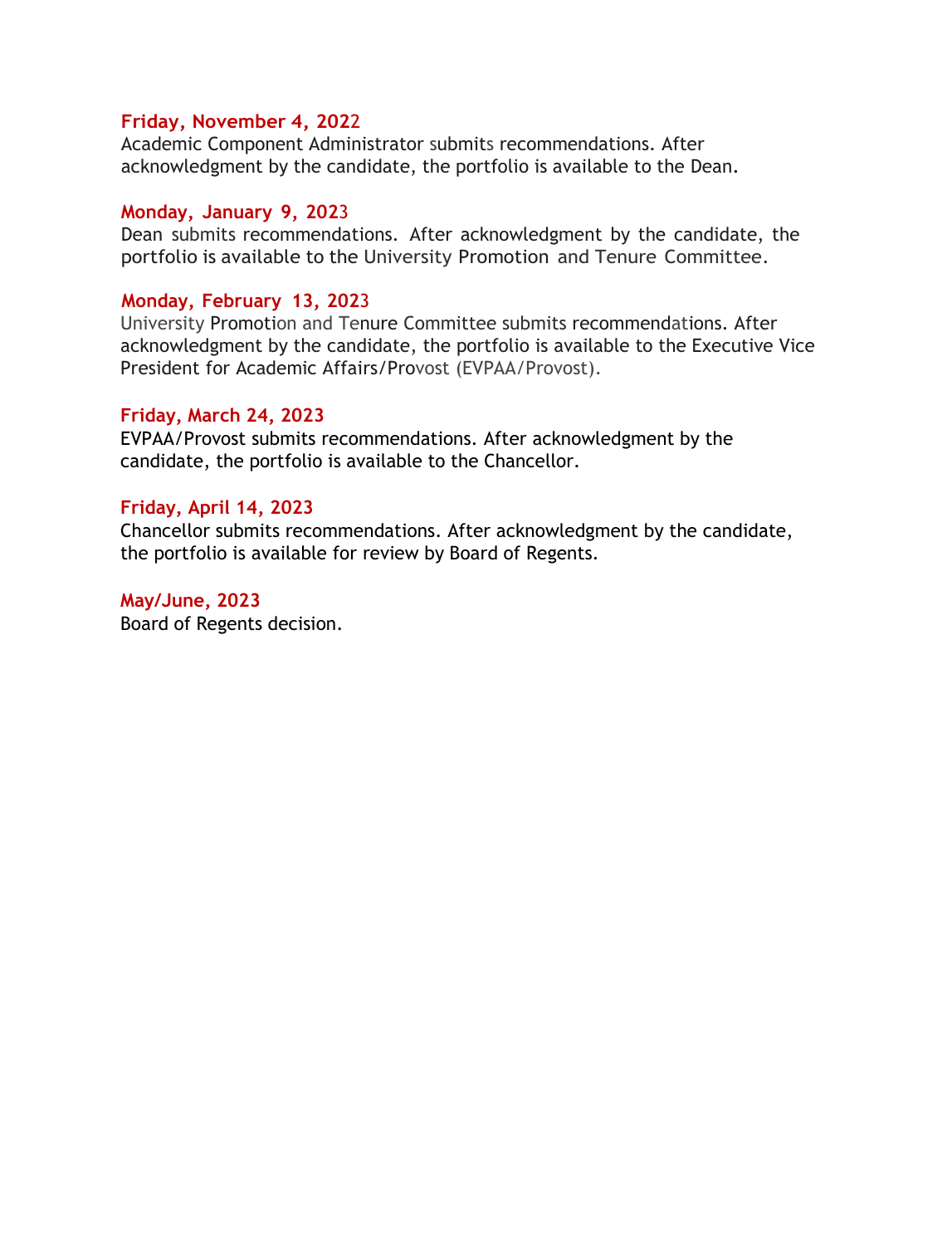**Friday, November 4, 2022**
Academic Component Administrator submits recommendations. After acknowledgment by the candidate, the portfolio is available to the Dean.

**Monday, January 9, 2023**
Dean submits recommendations. After acknowledgment by the candidate, the portfolio is available to the University Promotion and Tenure Committee.

**Monday, February 13, 2023**
University Promotion and Tenure Committee submits recommendations. After acknowledgment by the candidate, the portfolio is available to the Executive Vice President for Academic Affairs/Provost (EVPAA/Provost).

**Friday, March 24, 2023**
EVPAA/Provost submits recommendations. After acknowledgment by the candidate, the portfolio is available to the Chancellor.

**Friday, April 14, 2023**
Chancellor submits recommendations. After acknowledgment by the candidate, the portfolio is available for review by Board of Regents.

**May/June, 2023**
Board of Regents decision.